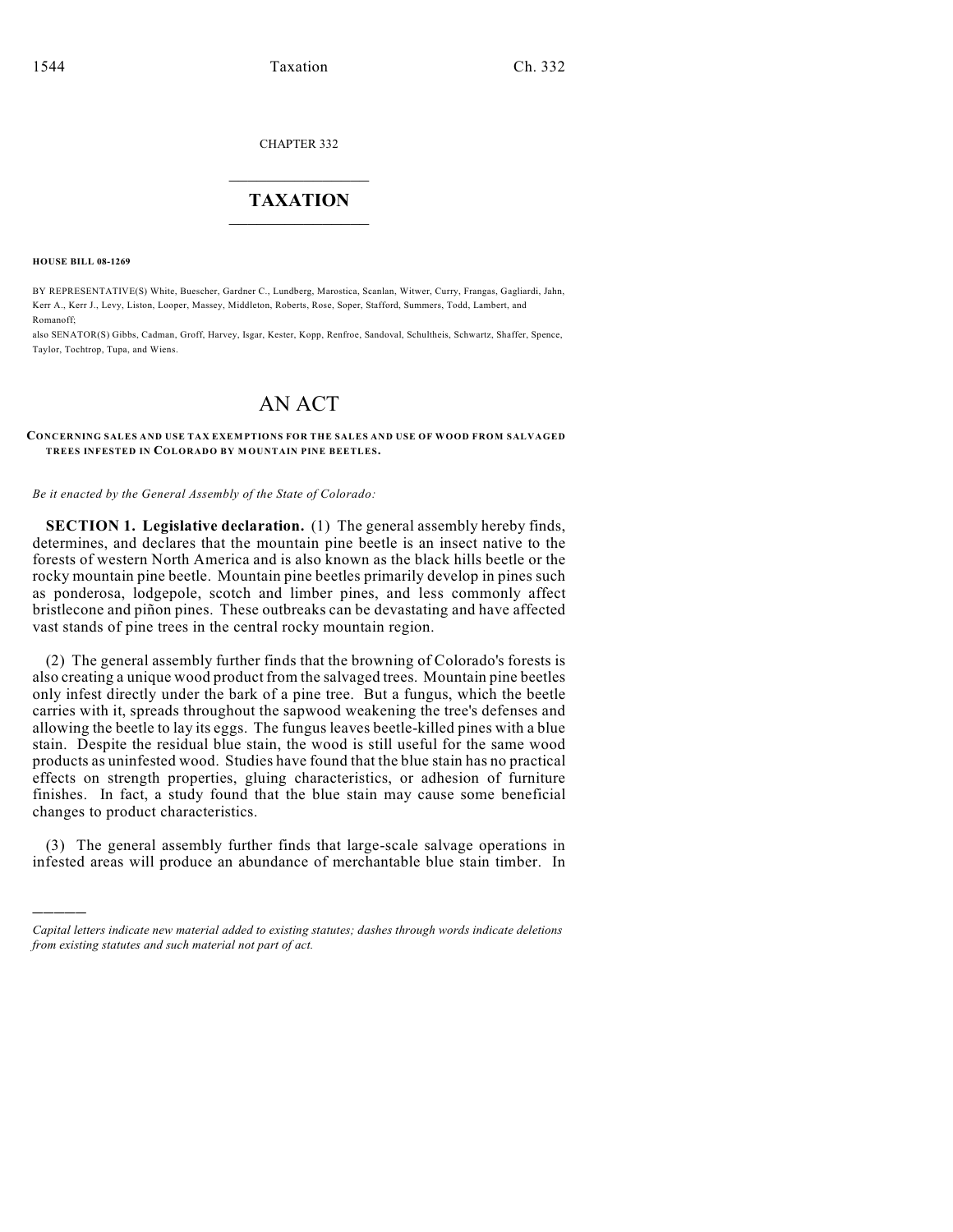CHAPTER 332

# TAXATION

**HOUSE BILL 08-1269**

BY REPRESENTATIVE(S) White, Buescher, Gardner C., Lundberg, Marostica, Scanlan, Witwer, Curry, Frangas, Gagliardi, Jahn, Kerr A., Kerr J., Levy, Liston, Looper, Massey, Middleton, Roberts, Rose, Soper, Stafford, Summers, Todd, Lambert, and Romanoff;
also SENATOR(S) Gibbs, Cadman, Groff, Harvey, Isgar, Kester, Kopp, Renfroe, Sandoval, Schultheis, Schwartz, Shaffer, Spence, Taylor, Tochtrop, Tupa, and Wiens.

# AN ACT

**CONCERNING SALES AND USE TAX EXEMPTIONS FOR THE SALES AND USE OF WOOD FROM SALVAGED TREES INFESTED IN COLORADO BY MOUNTAIN PINE BEETLES.**

*Be it enacted by the General Assembly of the State of Colorado:*

**SECTION 1. Legislative declaration.** (1) The general assembly hereby finds, determines, and declares that the mountain pine beetle is an insect native to the forests of western North America and is also known as the black hills beetle or the rocky mountain pine beetle. Mountain pine beetles primarily develop in pines such as ponderosa, lodgepole, scotch and limber pines, and less commonly affect bristlecone and piñon pines. These outbreaks can be devastating and have affected vast stands of pine trees in the central rocky mountain region.

(2) The general assembly further finds that the browning of Colorado's forests is also creating a unique wood product from the salvaged trees. Mountain pine beetles only infest directly under the bark of a pine tree. But a fungus, which the beetle carries with it, spreads throughout the sapwood weakening the tree's defenses and allowing the beetle to lay its eggs. The fungus leaves beetle-killed pines with a blue stain. Despite the residual blue stain, the wood is still useful for the same wood products as uninfested wood. Studies have found that the blue stain has no practical effects on strength properties, gluing characteristics, or adhesion of furniture finishes. In fact, a study found that the blue stain may cause some beneficial changes to product characteristics.

(3) The general assembly further finds that large-scale salvage operations in infested areas will produce an abundance of merchantable blue stain timber. In

---

*Capital letters indicate new material added to existing statutes; dashes through words indicate deletions from existing statutes and such material not part of act.*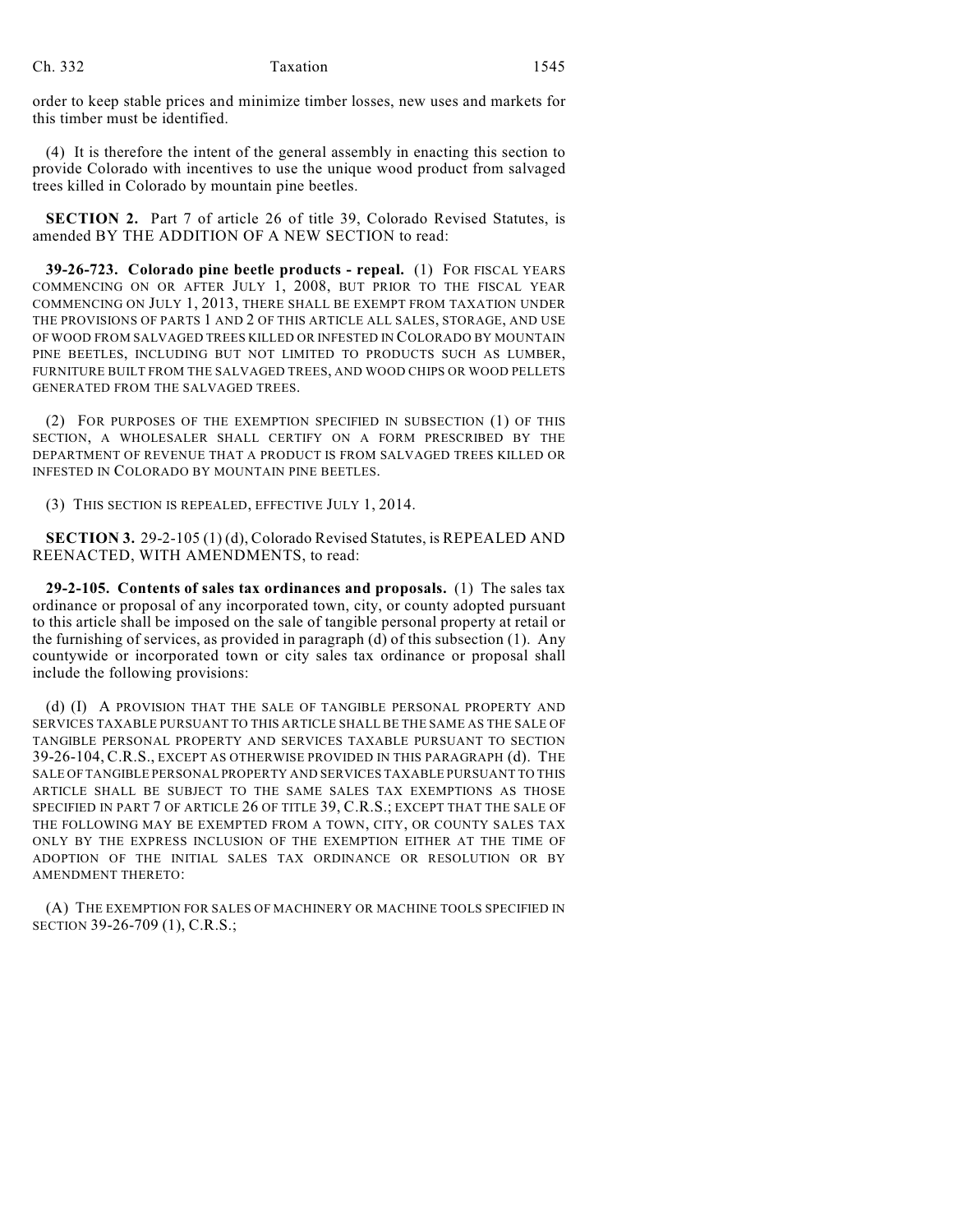order to keep stable prices and minimize timber losses, new uses and markets for this timber must be identified.

(4) It is therefore the intent of the general assembly in enacting this section to provide Colorado with incentives to use the unique wood product from salvaged trees killed in Colorado by mountain pine beetles.

**SECTION 2.** Part 7 of article 26 of title 39, Colorado Revised Statutes, is amended BY THE ADDITION OF A NEW SECTION to read:

**39-26-723. Colorado pine beetle products - repeal.** (1) FOR FISCAL YEARS COMMENCING ON OR AFTER JULY 1, 2008, BUT PRIOR TO THE FISCAL YEAR COMMENCING ON JULY 1, 2013, THERE SHALL BE EXEMPT FROM TAXATION UNDER THE PROVISIONS OF PARTS 1 AND 2 OF THIS ARTICLE ALL SALES, STORAGE, AND USE OF WOOD FROM SALVAGED TREES KILLED OR INFESTED IN COLORADO BY MOUNTAIN PINE BEETLES, INCLUDING BUT NOT LIMITED TO PRODUCTS SUCH AS LUMBER, FURNITURE BUILT FROM THE SALVAGED TREES, AND WOOD CHIPS OR WOOD PELLETS GENERATED FROM THE SALVAGED TREES.

(2) FOR PURPOSES OF THE EXEMPTION SPECIFIED IN SUBSECTION (1) OF THIS SECTION, A WHOLESALER SHALL CERTIFY ON A FORM PRESCRIBED BY THE DEPARTMENT OF REVENUE THAT A PRODUCT IS FROM SALVAGED TREES KILLED OR INFESTED IN COLORADO BY MOUNTAIN PINE BEETLES.

(3) THIS SECTION IS REPEALED, EFFECTIVE JULY 1, 2014.

**SECTION 3.** 29-2-105 (1) (d), Colorado Revised Statutes, is REPEALED AND REENACTED, WITH AMENDMENTS, to read:

**29-2-105. Contents of sales tax ordinances and proposals.** (1) The sales tax ordinance or proposal of any incorporated town, city, or county adopted pursuant to this article shall be imposed on the sale of tangible personal property at retail or the furnishing of services, as provided in paragraph (d) of this subsection (1). Any countywide or incorporated town or city sales tax ordinance or proposal shall include the following provisions:

(d) (I) A PROVISION THAT THE SALE OF TANGIBLE PERSONAL PROPERTY AND SERVICES TAXABLE PURSUANT TO THIS ARTICLE SHALL BE THE SAME AS THE SALE OF TANGIBLE PERSONAL PROPERTY AND SERVICES TAXABLE PURSUANT TO SECTION 39-26-104, C.R.S., EXCEPT AS OTHERWISE PROVIDED IN THIS PARAGRAPH (d). THE SALE OF TANGIBLE PERSONAL PROPERTY AND SERVICES TAXABLE PURSUANT TO THIS ARTICLE SHALL BE SUBJECT TO THE SAME SALES TAX EXEMPTIONS AS THOSE SPECIFIED IN PART 7 OF ARTICLE 26 OF TITLE 39, C.R.S.; EXCEPT THAT THE SALE OF THE FOLLOWING MAY BE EXEMPTED FROM A TOWN, CITY, OR COUNTY SALES TAX ONLY BY THE EXPRESS INCLUSION OF THE EXEMPTION EITHER AT THE TIME OF ADOPTION OF THE INITIAL SALES TAX ORDINANCE OR RESOLUTION OR BY AMENDMENT THERETO:

(A) THE EXEMPTION FOR SALES OF MACHINERY OR MACHINE TOOLS SPECIFIED IN SECTION 39-26-709 (1), C.R.S.;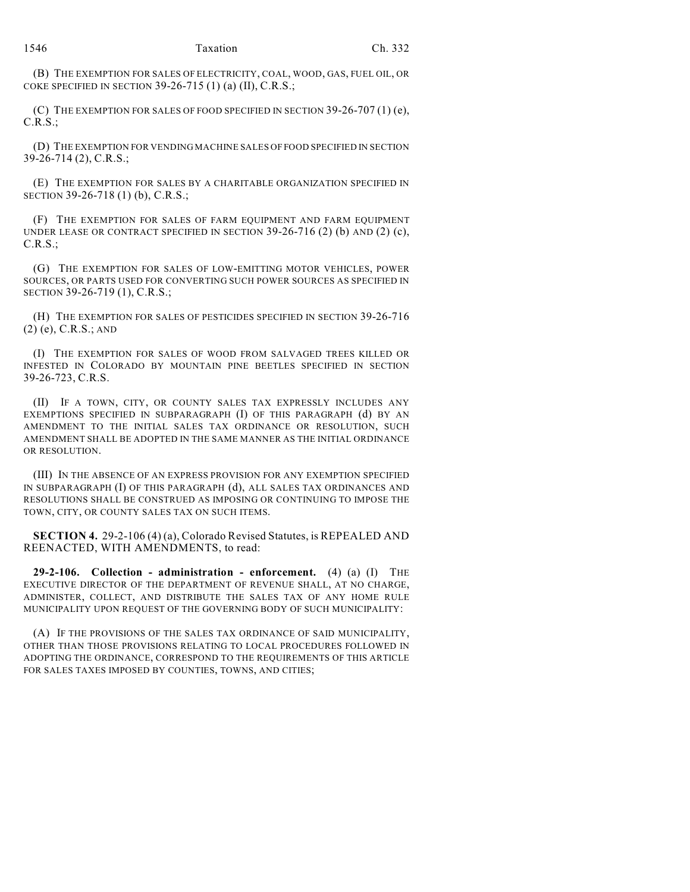(B) THE EXEMPTION FOR SALES OF ELECTRICITY, COAL, WOOD, GAS, FUEL OIL, OR COKE SPECIFIED IN SECTION 39-26-715 (1) (a) (II), C.R.S.;

(C) THE EXEMPTION FOR SALES OF FOOD SPECIFIED IN SECTION 39-26-707 (1) (e), C.R.S.;

(D) THE EXEMPTION FOR VENDING MACHINE SALES OF FOOD SPECIFIED IN SECTION 39-26-714 (2), C.R.S.;

(E) THE EXEMPTION FOR SALES BY A CHARITABLE ORGANIZATION SPECIFIED IN SECTION 39-26-718 (1) (b), C.R.S.;

(F) THE EXEMPTION FOR SALES OF FARM EQUIPMENT AND FARM EQUIPMENT UNDER LEASE OR CONTRACT SPECIFIED IN SECTION 39-26-716 (2) (b) AND (2) (c), C.R.S.;

(G) THE EXEMPTION FOR SALES OF LOW-EMITTING MOTOR VEHICLES, POWER SOURCES, OR PARTS USED FOR CONVERTING SUCH POWER SOURCES AS SPECIFIED IN SECTION 39-26-719 (1), C.R.S.;

(H) THE EXEMPTION FOR SALES OF PESTICIDES SPECIFIED IN SECTION 39-26-716 (2) (e), C.R.S.; AND

(I) THE EXEMPTION FOR SALES OF WOOD FROM SALVAGED TREES KILLED OR INFESTED IN COLORADO BY MOUNTAIN PINE BEETLES SPECIFIED IN SECTION 39-26-723, C.R.S.

(II) IF A TOWN, CITY, OR COUNTY SALES TAX EXPRESSLY INCLUDES ANY EXEMPTIONS SPECIFIED IN SUBPARAGRAPH (I) OF THIS PARAGRAPH (d) BY AN AMENDMENT TO THE INITIAL SALES TAX ORDINANCE OR RESOLUTION, SUCH AMENDMENT SHALL BE ADOPTED IN THE SAME MANNER AS THE INITIAL ORDINANCE OR RESOLUTION.

(III) IN THE ABSENCE OF AN EXPRESS PROVISION FOR ANY EXEMPTION SPECIFIED IN SUBPARAGRAPH (I) OF THIS PARAGRAPH (d), ALL SALES TAX ORDINANCES AND RESOLUTIONS SHALL BE CONSTRUED AS IMPOSING OR CONTINUING TO IMPOSE THE TOWN, CITY, OR COUNTY SALES TAX ON SUCH ITEMS.

**SECTION 4.** 29-2-106 (4) (a), Colorado Revised Statutes, is REPEALED AND REENACTED, WITH AMENDMENTS, to read:

**29-2-106. Collection - administration - enforcement.** (4) (a) (I) THE EXECUTIVE DIRECTOR OF THE DEPARTMENT OF REVENUE SHALL, AT NO CHARGE, ADMINISTER, COLLECT, AND DISTRIBUTE THE SALES TAX OF ANY HOME RULE MUNICIPALITY UPON REQUEST OF THE GOVERNING BODY OF SUCH MUNICIPALITY:

(A) IF THE PROVISIONS OF THE SALES TAX ORDINANCE OF SAID MUNICIPALITY, OTHER THAN THOSE PROVISIONS RELATING TO LOCAL PROCEDURES FOLLOWED IN ADOPTING THE ORDINANCE, CORRESPOND TO THE REQUIREMENTS OF THIS ARTICLE FOR SALES TAXES IMPOSED BY COUNTIES, TOWNS, AND CITIES;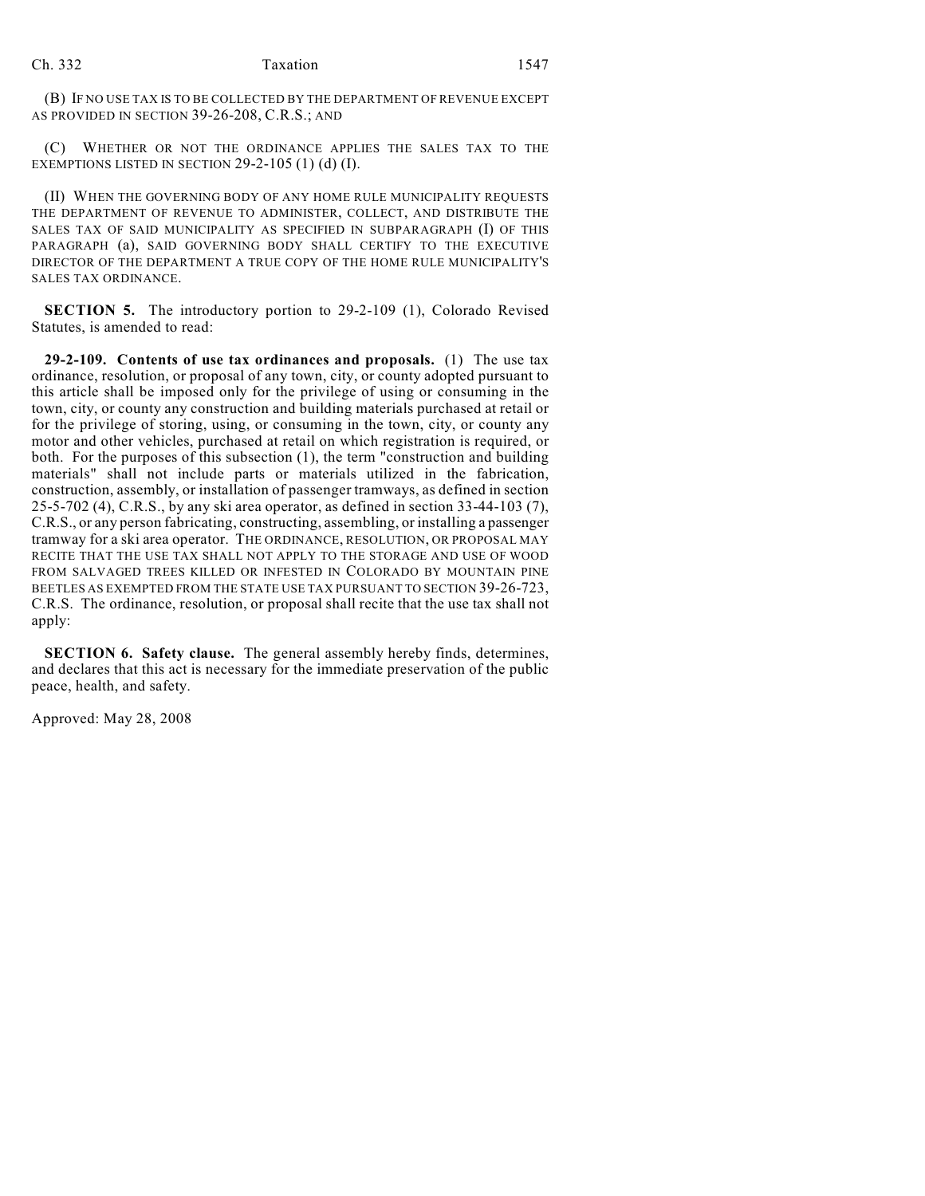(B) IF NO USE TAX IS TO BE COLLECTED BY THE DEPARTMENT OF REVENUE EXCEPT AS PROVIDED IN SECTION 39-26-208, C.R.S.; AND

(C) WHETHER OR NOT THE ORDINANCE APPLIES THE SALES TAX TO THE EXEMPTIONS LISTED IN SECTION 29-2-105 (1) (d) (I).

(II) WHEN THE GOVERNING BODY OF ANY HOME RULE MUNICIPALITY REQUESTS THE DEPARTMENT OF REVENUE TO ADMINISTER, COLLECT, AND DISTRIBUTE THE SALES TAX OF SAID MUNICIPALITY AS SPECIFIED IN SUBPARAGRAPH (I) OF THIS PARAGRAPH (a), SAID GOVERNING BODY SHALL CERTIFY TO THE EXECUTIVE DIRECTOR OF THE DEPARTMENT A TRUE COPY OF THE HOME RULE MUNICIPALITY'S SALES TAX ORDINANCE.

**SECTION 5.** The introductory portion to 29-2-109 (1), Colorado Revised Statutes, is amended to read:

**29-2-109. Contents of use tax ordinances and proposals.** (1) The use tax ordinance, resolution, or proposal of any town, city, or county adopted pursuant to this article shall be imposed only for the privilege of using or consuming in the town, city, or county any construction and building materials purchased at retail or for the privilege of storing, using, or consuming in the town, city, or county any motor and other vehicles, purchased at retail on which registration is required, or both. For the purposes of this subsection (1), the term "construction and building materials" shall not include parts or materials utilized in the fabrication, construction, assembly, or installation of passenger tramways, as defined in section 25-5-702 (4), C.R.S., by any ski area operator, as defined in section 33-44-103 (7), C.R.S., or any person fabricating, constructing, assembling, or installing a passenger tramway for a ski area operator. THE ORDINANCE, RESOLUTION, OR PROPOSAL MAY RECITE THAT THE USE TAX SHALL NOT APPLY TO THE STORAGE AND USE OF WOOD FROM SALVAGED TREES KILLED OR INFESTED IN COLORADO BY MOUNTAIN PINE BEETLES AS EXEMPTED FROM THE STATE USE TAX PURSUANT TO SECTION 39-26-723, C.R.S. The ordinance, resolution, or proposal shall recite that the use tax shall not apply:

**SECTION 6. Safety clause.** The general assembly hereby finds, determines, and declares that this act is necessary for the immediate preservation of the public peace, health, and safety.

Approved: May 28, 2008